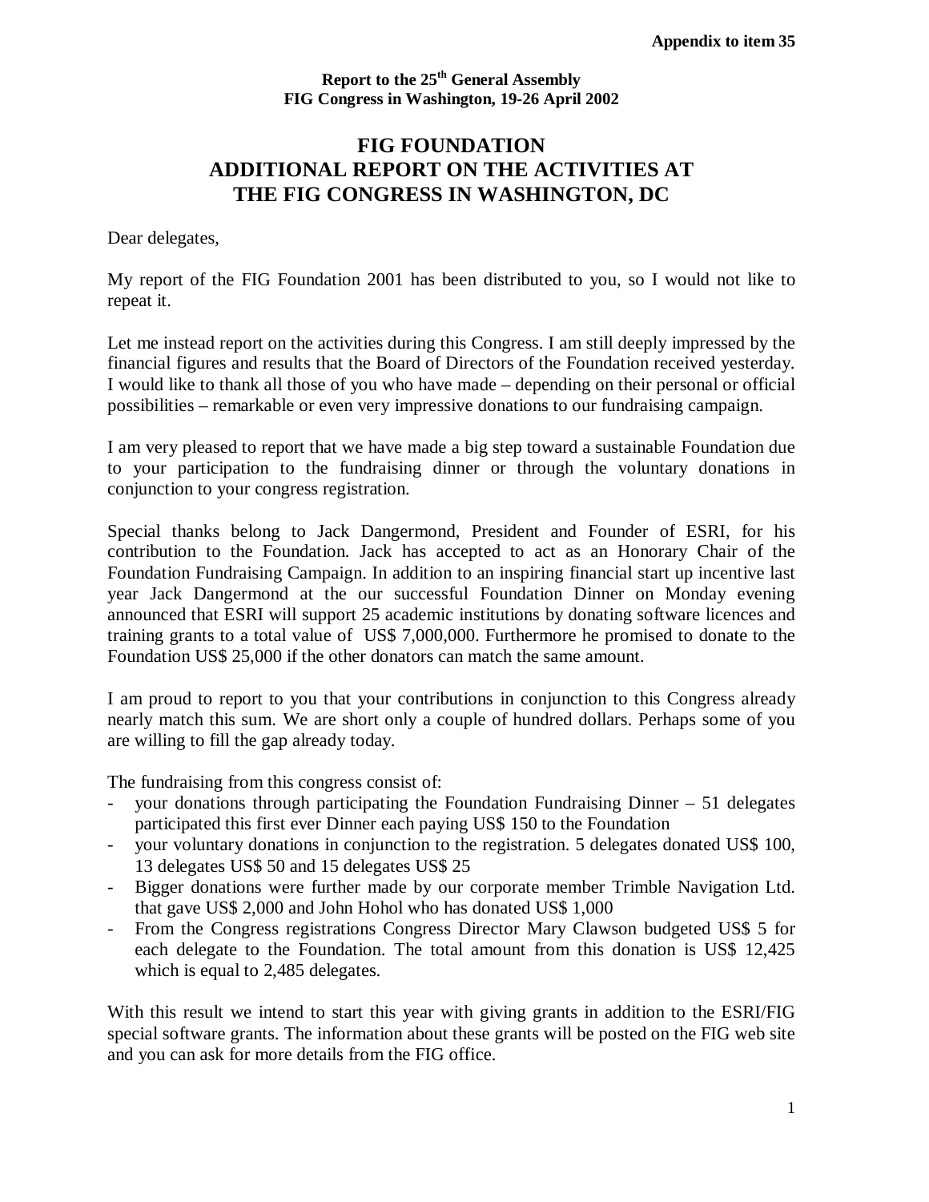**Appendix to item 35**

**Report to the 25th General Assembly**
**FIG Congress in Washington, 19-26 April 2002**

# FIG FOUNDATION ADDITIONAL REPORT ON THE ACTIVITIES AT THE FIG CONGRESS IN WASHINGTON, DC

Dear delegates,

My report of the FIG Foundation 2001 has been distributed to you, so I would not like to repeat it.

Let me instead report on the activities during this Congress. I am still deeply impressed by the financial figures and results that the Board of Directors of the Foundation received yesterday. I would like to thank all those of you who have made – depending on their personal or official possibilities – remarkable or even very impressive donations to our fundraising campaign.

I am very pleased to report that we have made a big step toward a sustainable Foundation due to your participation to the fundraising dinner or through the voluntary donations in conjunction to your congress registration.

Special thanks belong to Jack Dangermond, President and Founder of ESRI, for his contribution to the Foundation. Jack has accepted to act as an Honorary Chair of the Foundation Fundraising Campaign. In addition to an inspiring financial start up incentive last year Jack Dangermond at the our successful Foundation Dinner on Monday evening announced that ESRI will support 25 academic institutions by donating software licences and training grants to a total value of US$ 7,000,000. Furthermore he promised to donate to the Foundation US$ 25,000 if the other donators can match the same amount.

I am proud to report to you that your contributions in conjunction to this Congress already nearly match this sum. We are short only a couple of hundred dollars. Perhaps some of you are willing to fill the gap already today.

The fundraising from this congress consist of:

- your donations through participating the Foundation Fundraising Dinner – 51 delegates participated this first ever Dinner each paying US$ 150 to the Foundation
- your voluntary donations in conjunction to the registration. 5 delegates donated US$ 100, 13 delegates US$ 50 and 15 delegates US$ 25
- Bigger donations were further made by our corporate member Trimble Navigation Ltd. that gave US$ 2,000 and John Hohol who has donated US$ 1,000
- From the Congress registrations Congress Director Mary Clawson budgeted US$ 5 for each delegate to the Foundation. The total amount from this donation is US$ 12,425 which is equal to 2,485 delegates.

With this result we intend to start this year with giving grants in addition to the ESRI/FIG special software grants. The information about these grants will be posted on the FIG web site and you can ask for more details from the FIG office.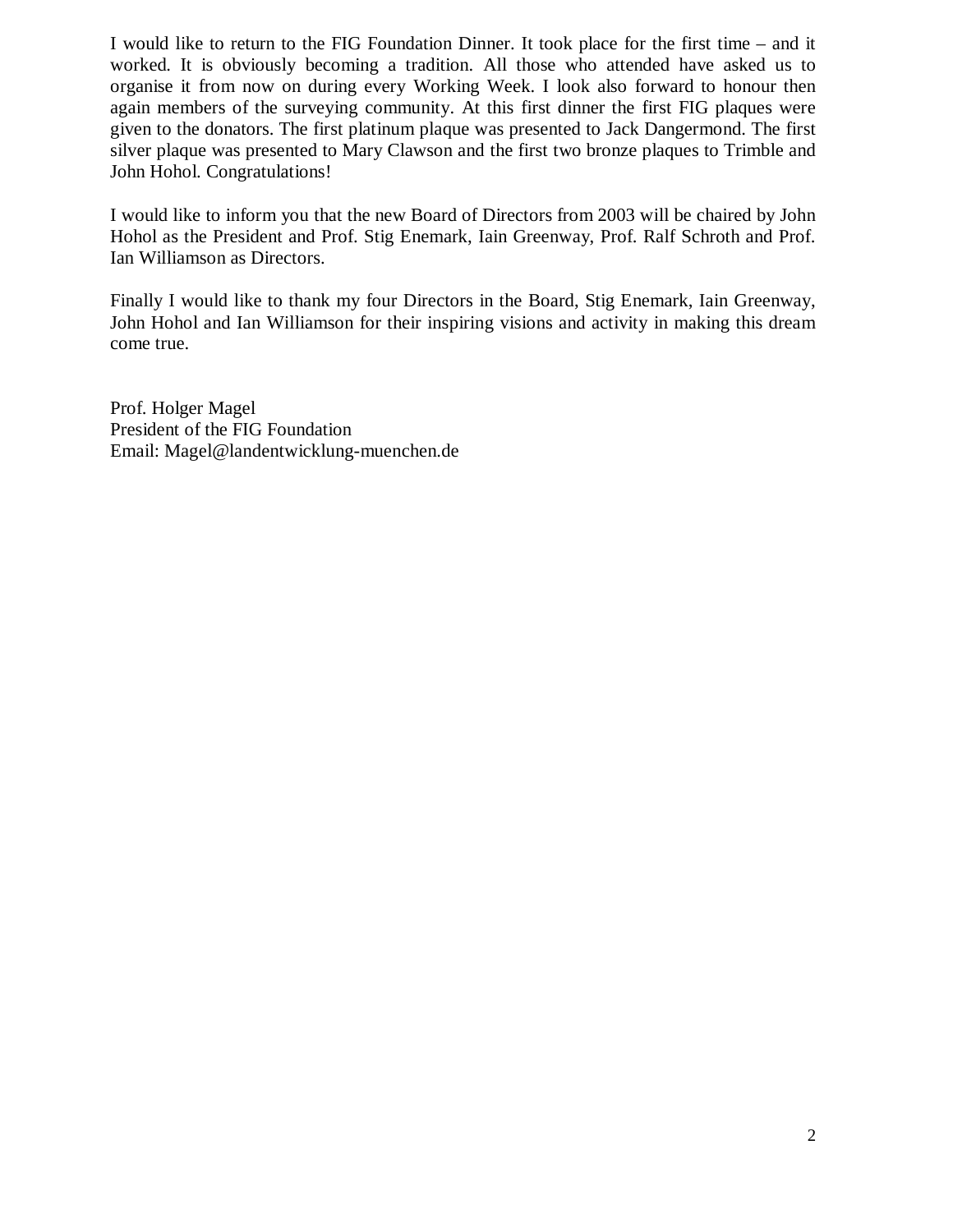I would like to return to the FIG Foundation Dinner. It took place for the first time – and it worked. It is obviously becoming a tradition. All those who attended have asked us to organise it from now on during every Working Week. I look also forward to honour then again members of the surveying community. At this first dinner the first FIG plaques were given to the donators. The first platinum plaque was presented to Jack Dangermond. The first silver plaque was presented to Mary Clawson and the first two bronze plaques to Trimble and John Hohol. Congratulations!

I would like to inform you that the new Board of Directors from 2003 will be chaired by John Hohol as the President and Prof. Stig Enemark, Iain Greenway, Prof. Ralf Schroth and Prof. Ian Williamson as Directors.

Finally I would like to thank my four Directors in the Board, Stig Enemark, Iain Greenway, John Hohol and Ian Williamson for their inspiring visions and activity in making this dream come true.

Prof. Holger Magel  
President of the FIG Foundation  
Email: Magel@landentwicklung-muenchen.de